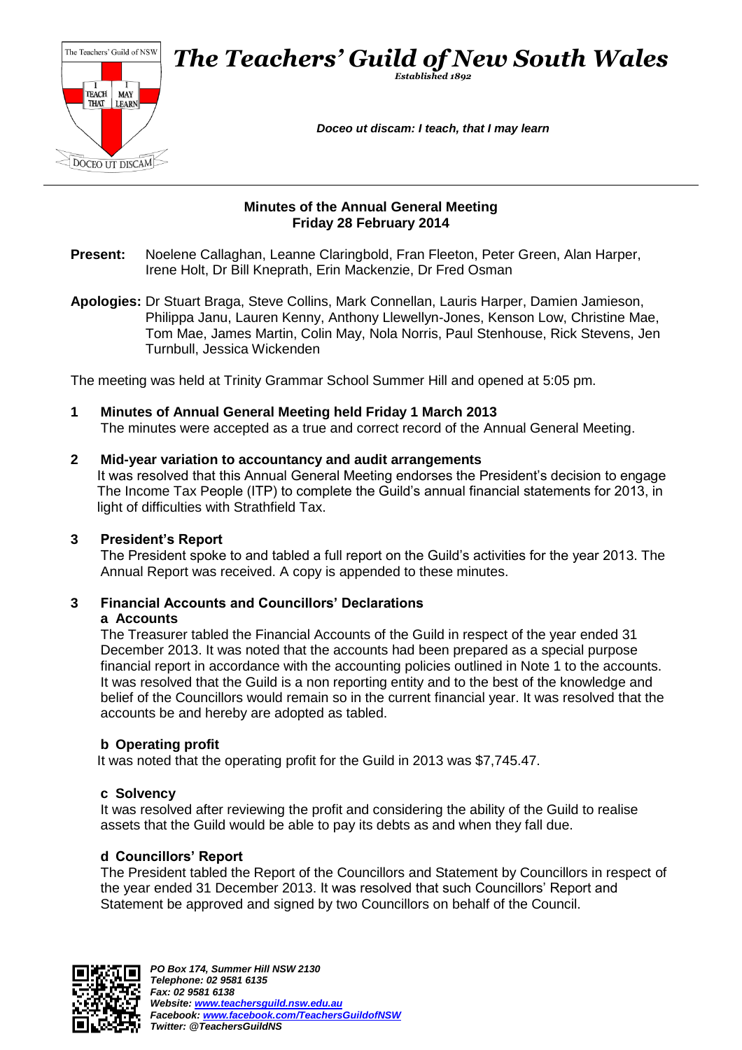# *The Teachers' Guild of New South Wales*

*Established 1892*

***Doceo ut discam: I teach, that I may learn***

## Minutes of the Annual General Meeting
## Friday 28 February 2014

**Present:** Noelene Callaghan, Leanne Claringbold, Fran Fleeton, Peter Green, Alan Harper, Irene Holt, Dr Bill Kneprath, Erin Mackenzie, Dr Fred Osman

**Apologies:** Dr Stuart Braga, Steve Collins, Mark Connellan, Lauris Harper, Damien Jamieson, Philippa Janu, Lauren Kenny, Anthony Llewellyn-Jones, Kenson Low, Christine Mae, Tom Mae, James Martin, Colin May, Nola Norris, Paul Stenhouse, Rick Stevens, Jen Turnbull, Jessica Wickenden

The meeting was held at Trinity Grammar School Summer Hill and opened at 5:05 pm.

### 1 Minutes of Annual General Meeting held Friday 1 March 2013

The minutes were accepted as a true and correct record of the Annual General Meeting.

### 2 Mid-year variation to accountancy and audit arrangements

It was resolved that this Annual General Meeting endorses the President's decision to engage The Income Tax People (ITP) to complete the Guild's annual financial statements for 2013, in light of difficulties with Strathfield Tax.

### 3 President's Report

The President spoke to and tabled a full report on the Guild's activities for the year 2013. The Annual Report was received. A copy is appended to these minutes.

### 3 Financial Accounts and Councillors' Declarations

#### a Accounts

The Treasurer tabled the Financial Accounts of the Guild in respect of the year ended 31 December 2013. It was noted that the accounts had been prepared as a special purpose financial report in accordance with the accounting policies outlined in Note 1 to the accounts. It was resolved that the Guild is a non reporting entity and to the best of the knowledge and belief of the Councillors would remain so in the current financial year. It was resolved that the accounts be and hereby are adopted as tabled.

#### b Operating profit

It was noted that the operating profit for the Guild in 2013 was $7,745.47.

#### c Solvency

It was resolved after reviewing the profit and considering the ability of the Guild to realise assets that the Guild would be able to pay its debts as and when they fall due.

#### d Councillors' Report

The President tabled the Report of the Councillors and Statement by Councillors in respect of the year ended 31 December 2013. It was resolved that such Councillors' Report and Statement be approved and signed by two Councillors on behalf of the Council.

*PO Box 174, Summer Hill NSW 2130*
*Telephone: 02 9581 6135*
*Fax: 02 9581 6138*
*Website: www.teachersguild.nsw.edu.au*
*Facebook: www.facebook.com/TeachersGuildofNSW*
*Twitter: @TeachersGuildNS*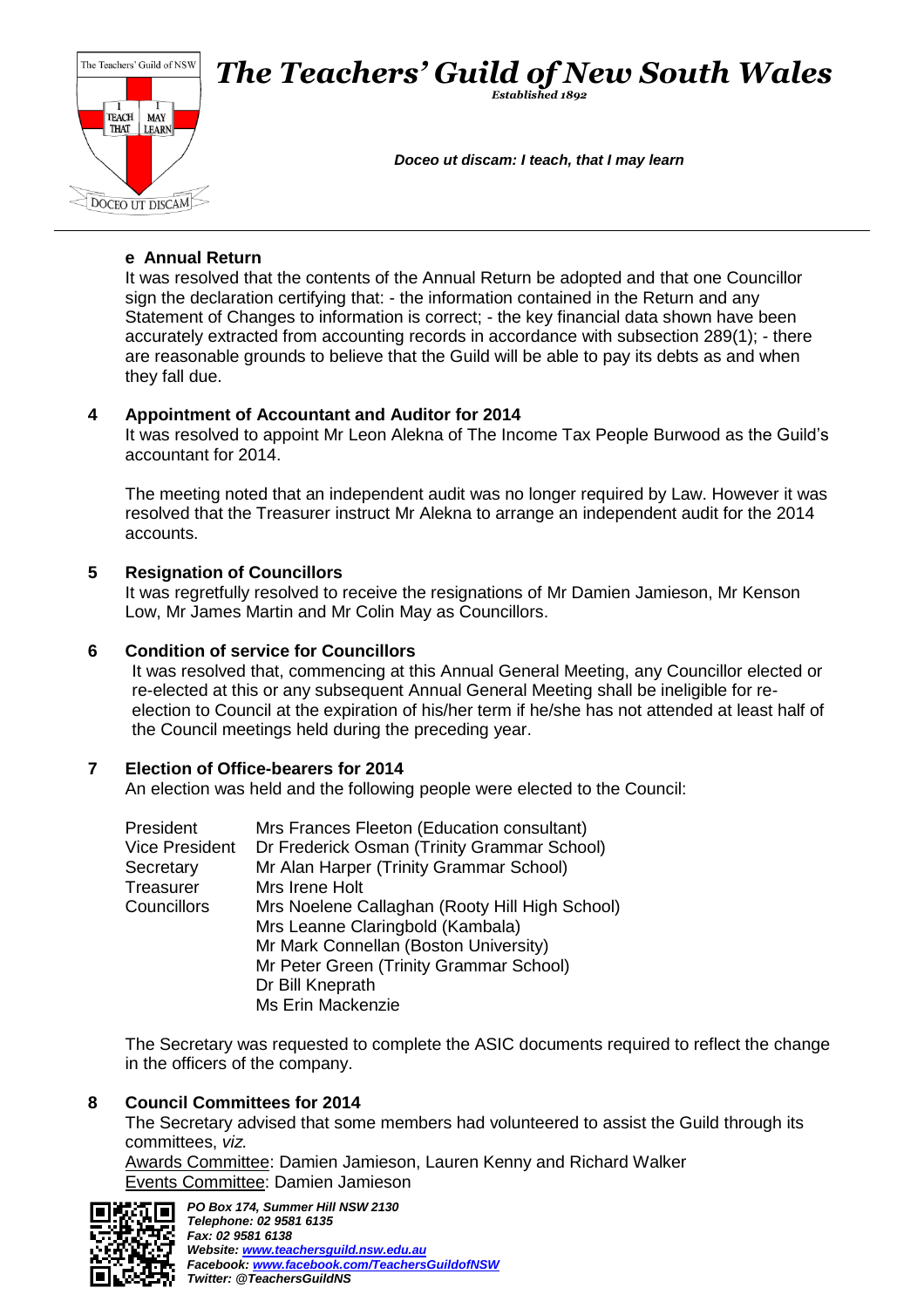**e Annual Return**

It was resolved that the contents of the Annual Return be adopted and that one Councillor sign the declaration certifying that: - the information contained in the Return and any Statement of Changes to information is correct; - the key financial data shown have been accurately extracted from accounting records in accordance with subsection 289(1); - there are reasonable grounds to believe that the Guild will be able to pay its debts as and when they fall due.

**4 Appointment of Accountant and Auditor for 2014**

It was resolved to appoint Mr Leon Alekna of The Income Tax People Burwood as the Guild's accountant for 2014.

The meeting noted that an independent audit was no longer required by Law. However it was resolved that the Treasurer instruct Mr Alekna to arrange an independent audit for the 2014 accounts.

**5 Resignation of Councillors**

It was regretfully resolved to receive the resignations of Mr Damien Jamieson, Mr Kenson Low, Mr James Martin and Mr Colin May as Councillors.

**6 Condition of service for Councillors**

It was resolved that, commencing at this Annual General Meeting, any Councillor elected or re-elected at this or any subsequent Annual General Meeting shall be ineligible for re-election to Council at the expiration of his/her term if he/she has not attended at least half of the Council meetings held during the preceding year.

**7 Election of Office-bearers for 2014**

An election was held and the following people were elected to the Council:

| | |
|---|---|
| President | Mrs Frances Fleeton (Education consultant) |
| Vice President | Dr Frederick Osman (Trinity Grammar School) |
| Secretary | Mr Alan Harper (Trinity Grammar School) |
| Treasurer | Mrs Irene Holt |
| Councillors | Mrs Noelene Callaghan (Rooty Hill High School) |
| | Mrs Leanne Claringbold (Kambala) |
| | Mr Mark Connellan (Boston University) |
| | Mr Peter Green (Trinity Grammar School) |
| | Dr Bill Kneprath |
| | Ms Erin Mackenzie |

The Secretary was requested to complete the ASIC documents required to reflect the change in the officers of the company.

**8 Council Committees for 2014**

The Secretary advised that some members had volunteered to assist the Guild through its committees, *viz.*

Awards Committee: Damien Jamieson, Lauren Kenny and Richard Walker

Events Committee: Damien Jamieson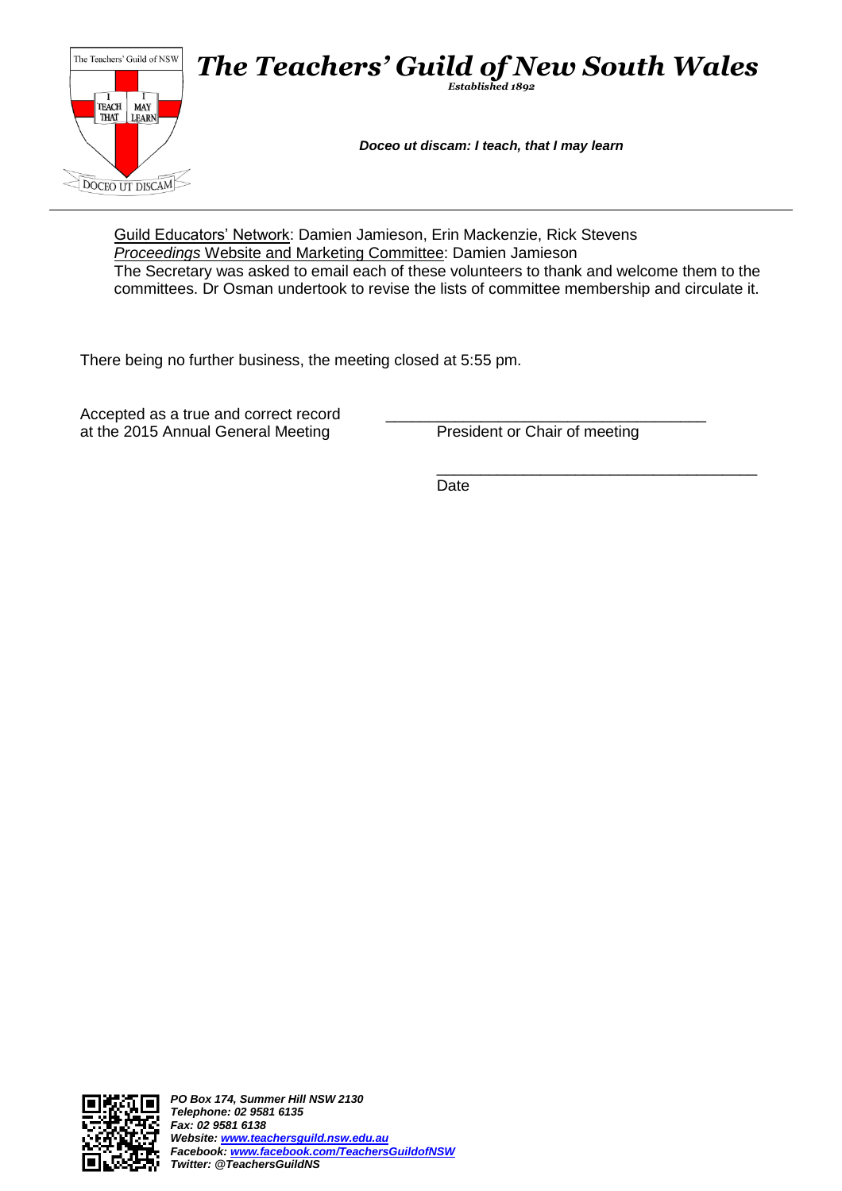<u>Guild Educators' Network</u>: Damien Jamieson, Erin Mackenzie, Rick Stevens

<u>*Proceedings* Website and Marketing Committee</u>: Damien Jamieson

The Secretary was asked to email each of these volunteers to thank and welcome them to the committees. Dr Osman undertook to revise the lists of committee membership and circulate it.

There being no further business, the meeting closed at 5:55 pm.

Accepted as a true and correct record at the 2015 Annual General Meeting

_____________________________________
President or Chair of meeting

_____________________________________
Date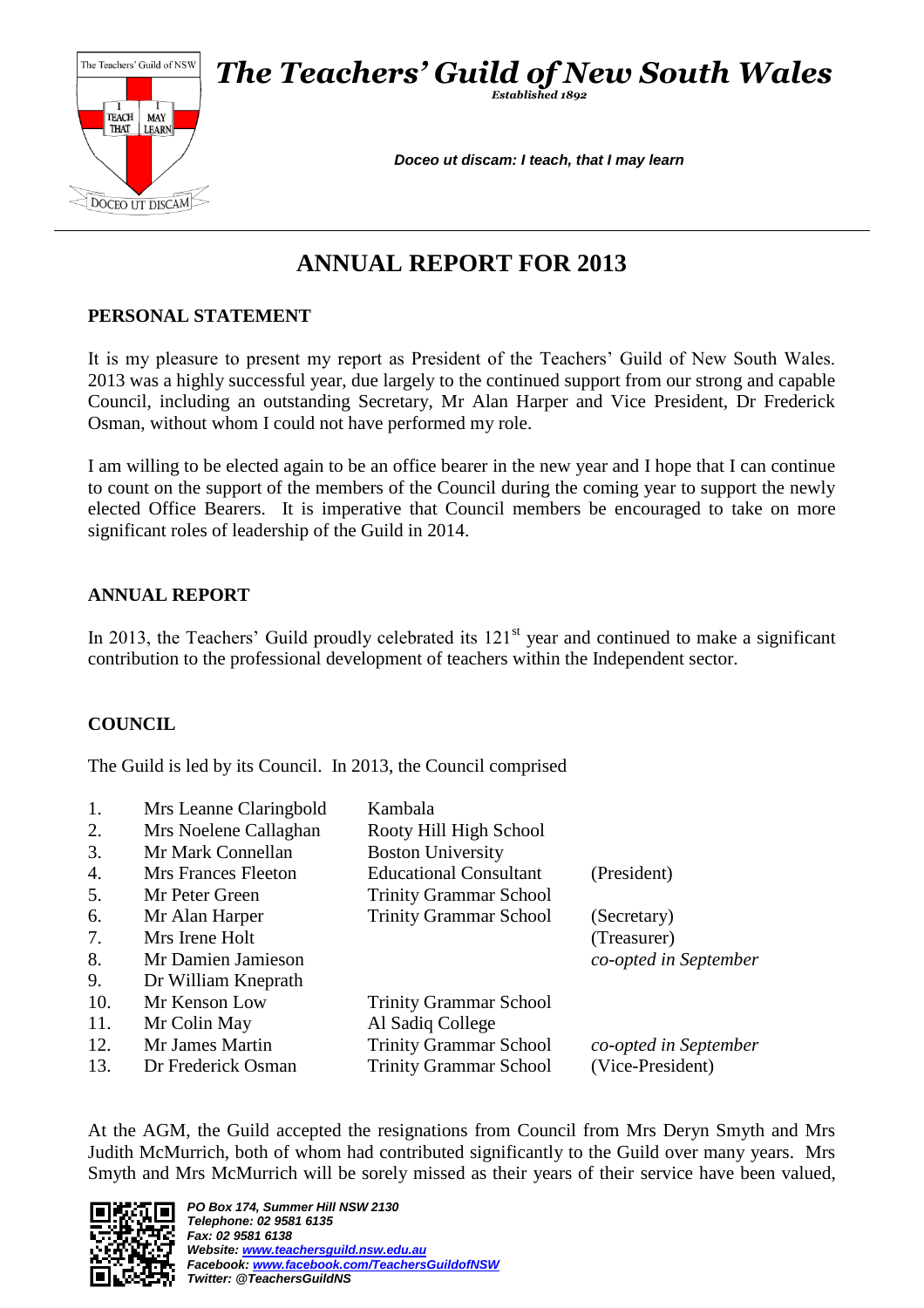# The Teachers' Guild of New South Wales

*Established 1892*

***Doceo ut discam: I teach, that I may learn***

## ANNUAL REPORT FOR 2013

### PERSONAL STATEMENT

It is my pleasure to present my report as President of the Teachers' Guild of New South Wales. 2013 was a highly successful year, due largely to the continued support from our strong and capable Council, including an outstanding Secretary, Mr Alan Harper and Vice President, Dr Frederick Osman, without whom I could not have performed my role.

I am willing to be elected again to be an office bearer in the new year and I hope that I can continue to count on the support of the members of the Council during the coming year to support the newly elected Office Bearers. It is imperative that Council members be encouraged to take on more significant roles of leadership of the Guild in 2014.

### ANNUAL REPORT

In 2013, the Teachers' Guild proudly celebrated its 121st year and continued to make a significant contribution to the professional development of teachers within the Independent sector.

### COUNCIL

The Guild is led by its Council. In 2013, the Council comprised

| | | | |
|---|---|---|---|
| 1. | Mrs Leanne Claringbold | Kambala | |
| 2. | Mrs Noelene Callaghan | Rooty Hill High School | |
| 3. | Mr Mark Connellan | Boston University | |
| 4. | Mrs Frances Fleeton | Educational Consultant | (President) |
| 5. | Mr Peter Green | Trinity Grammar School | |
| 6. | Mr Alan Harper | Trinity Grammar School | (Secretary) |
| 7. | Mrs Irene Holt | | (Treasurer) |
| 8. | Mr Damien Jamieson | | *co-opted in September* |
| 9. | Dr William Knepr​ath | | |
| 10. | Mr Kenson Low | Trinity Grammar School | |
| 11. | Mr Colin May | Al Sadiq College | |
| 12. | Mr James Martin | Trinity Grammar School | *co-opted in September* |
| 13. | Dr Frederick Osman | Trinity Grammar School | (Vice-President) |

At the AGM, the Guild accepted the resignations from Council from Mrs Deryn Smyth and Mrs Judith McMurrich, both of whom had contributed significantly to the Guild over many years. Mrs Smyth and Mrs McMurrich will be sorely missed as their years of their service have been valued,

*PO Box 174, Summer Hill NSW 2130*
*Telephone: 02 9581 6135*
*Fax: 02 9581 6138*
*Website: www.teachersguild.nsw.edu.au*
*Facebook: www.facebook.com/TeachersGuildofNSW*
*Twitter: @TeachersGuildNS*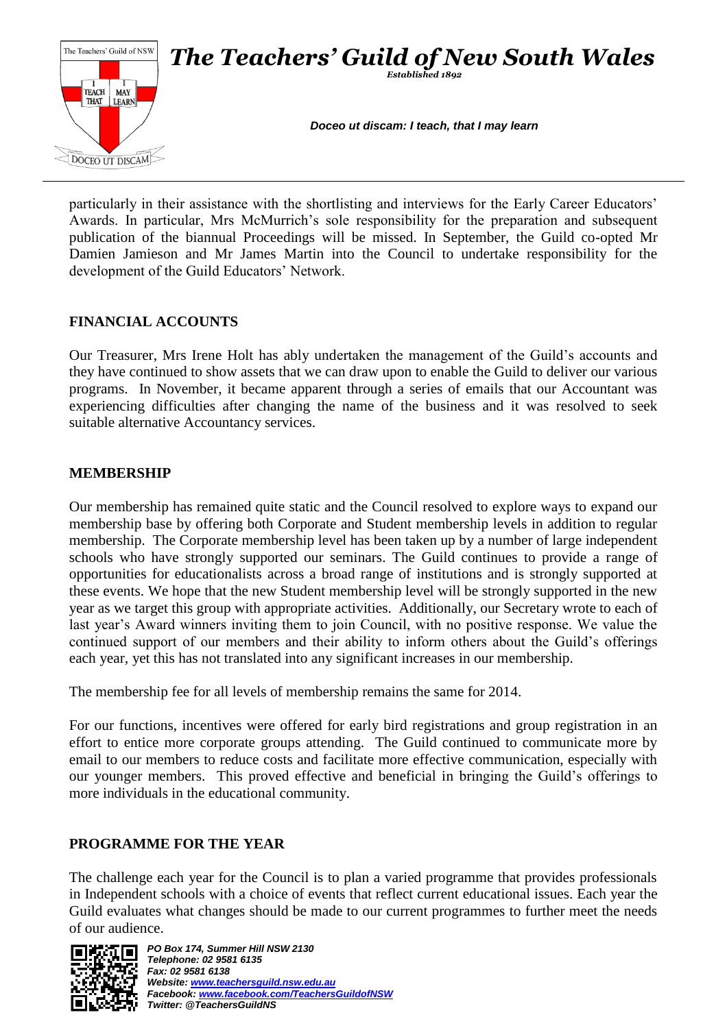particularly in their assistance with the shortlisting and interviews for the Early Career Educators' Awards. In particular, Mrs McMurrich's sole responsibility for the preparation and subsequent publication of the biannual Proceedings will be missed. In September, the Guild co-opted Mr Damien Jamieson and Mr James Martin into the Council to undertake responsibility for the development of the Guild Educators' Network.

## FINANCIAL ACCOUNTS

Our Treasurer, Mrs Irene Holt has ably undertaken the management of the Guild's accounts and they have continued to show assets that we can draw upon to enable the Guild to deliver our various programs. In November, it became apparent through a series of emails that our Accountant was experiencing difficulties after changing the name of the business and it was resolved to seek suitable alternative Accountancy services.

## MEMBERSHIP

Our membership has remained quite static and the Council resolved to explore ways to expand our membership base by offering both Corporate and Student membership levels in addition to regular membership. The Corporate membership level has been taken up by a number of large independent schools who have strongly supported our seminars. The Guild continues to provide a range of opportunities for educationalists across a broad range of institutions and is strongly supported at these events. We hope that the new Student membership level will be strongly supported in the new year as we target this group with appropriate activities. Additionally, our Secretary wrote to each of last year's Award winners inviting them to join Council, with no positive response. We value the continued support of our members and their ability to inform others about the Guild's offerings each year, yet this has not translated into any significant increases in our membership.

The membership fee for all levels of membership remains the same for 2014.

For our functions, incentives were offered for early bird registrations and group registration in an effort to entice more corporate groups attending. The Guild continued to communicate more by email to our members to reduce costs and facilitate more effective communication, especially with our younger members. This proved effective and beneficial in bringing the Guild's offerings to more individuals in the educational community.

## PROGRAMME FOR THE YEAR

The challenge each year for the Council is to plan a varied programme that provides professionals in Independent schools with a choice of events that reflect current educational issues. Each year the Guild evaluates what changes should be made to our current programmes to further meet the needs of our audience.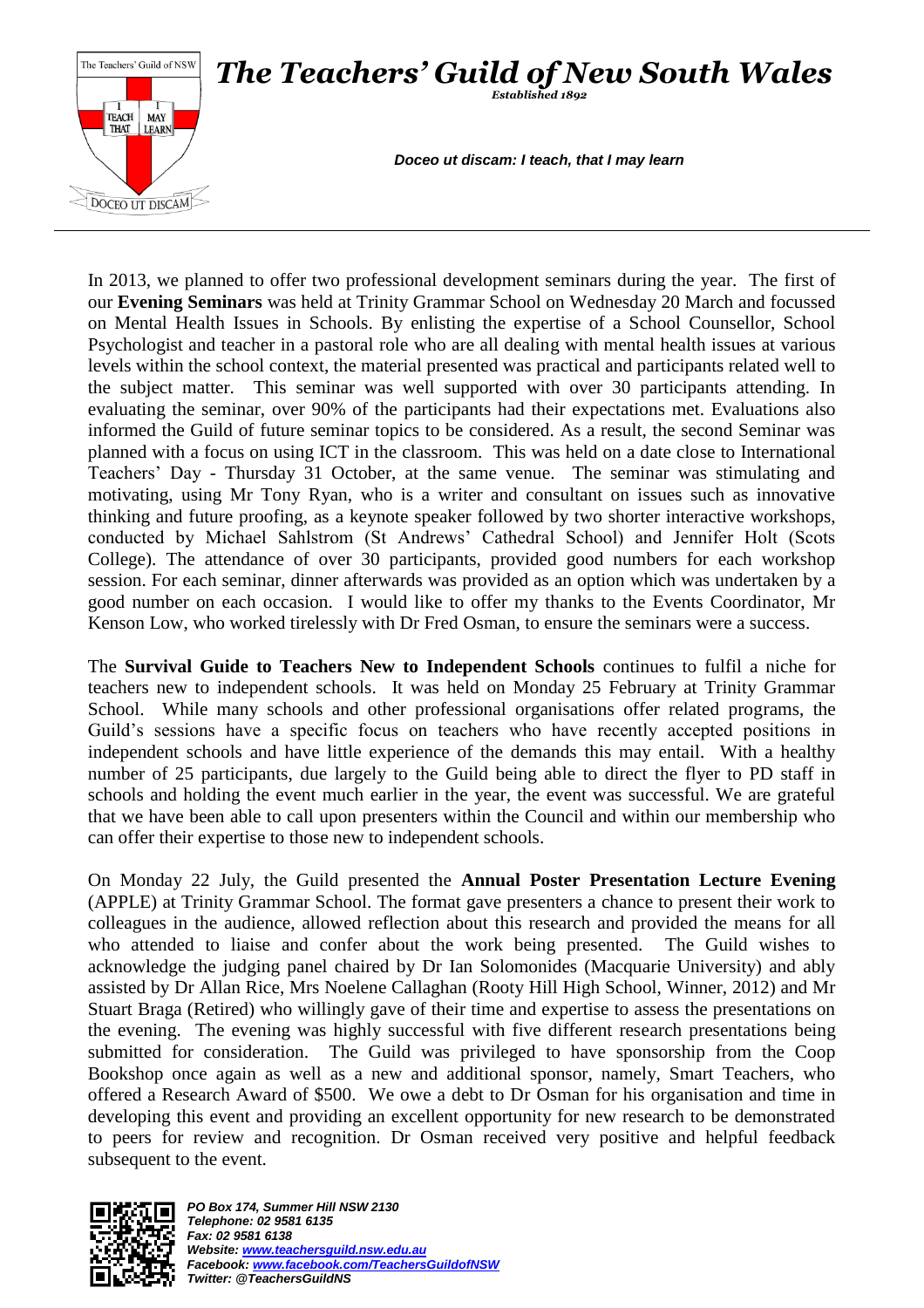In 2013, we planned to offer two professional development seminars during the year. The first of our **Evening Seminars** was held at Trinity Grammar School on Wednesday 20 March and focussed on Mental Health Issues in Schools. By enlisting the expertise of a School Counsellor, School Psychologist and teacher in a pastoral role who are all dealing with mental health issues at various levels within the school context, the material presented was practical and participants related well to the subject matter. This seminar was well supported with over 30 participants attending. In evaluating the seminar, over 90% of the participants had their expectations met. Evaluations also informed the Guild of future seminar topics to be considered. As a result, the second Seminar was planned with a focus on using ICT in the classroom. This was held on a date close to International Teachers' Day - Thursday 31 October, at the same venue. The seminar was stimulating and motivating, using Mr Tony Ryan, who is a writer and consultant on issues such as innovative thinking and future proofing, as a keynote speaker followed by two shorter interactive workshops, conducted by Michael Sahlstrom (St Andrews' Cathedral School) and Jennifer Holt (Scots College). The attendance of over 30 participants, provided good numbers for each workshop session. For each seminar, dinner afterwards was provided as an option which was undertaken by a good number on each occasion. I would like to offer my thanks to the Events Coordinator, Mr Kenson Low, who worked tirelessly with Dr Fred Osman, to ensure the seminars were a success.

The **Survival Guide to Teachers New to Independent Schools** continues to fulfil a niche for teachers new to independent schools. It was held on Monday 25 February at Trinity Grammar School. While many schools and other professional organisations offer related programs, the Guild's sessions have a specific focus on teachers who have recently accepted positions in independent schools and have little experience of the demands this may entail. With a healthy number of 25 participants, due largely to the Guild being able to direct the flyer to PD staff in schools and holding the event much earlier in the year, the event was successful. We are grateful that we have been able to call upon presenters within the Council and within our membership who can offer their expertise to those new to independent schools.

On Monday 22 July, the Guild presented the **Annual Poster Presentation Lecture Evening** (APPLE) at Trinity Grammar School. The format gave presenters a chance to present their work to colleagues in the audience, allowed reflection about this research and provided the means for all who attended to liaise and confer about the work being presented. The Guild wishes to acknowledge the judging panel chaired by Dr Ian Solomonides (Macquarie University) and ably assisted by Dr Allan Rice, Mrs Noelene Callaghan (Rooty Hill High School, Winner, 2012) and Mr Stuart Braga (Retired) who willingly gave of their time and expertise to assess the presentations on the evening. The evening was highly successful with five different research presentations being submitted for consideration. The Guild was privileged to have sponsorship from the Coop Bookshop once again as well as a new and additional sponsor, namely, Smart Teachers, who offered a Research Award of $500. We owe a debt to Dr Osman for his organisation and time in developing this event and providing an excellent opportunity for new research to be demonstrated to peers for review and recognition. Dr Osman received very positive and helpful feedback subsequent to the event.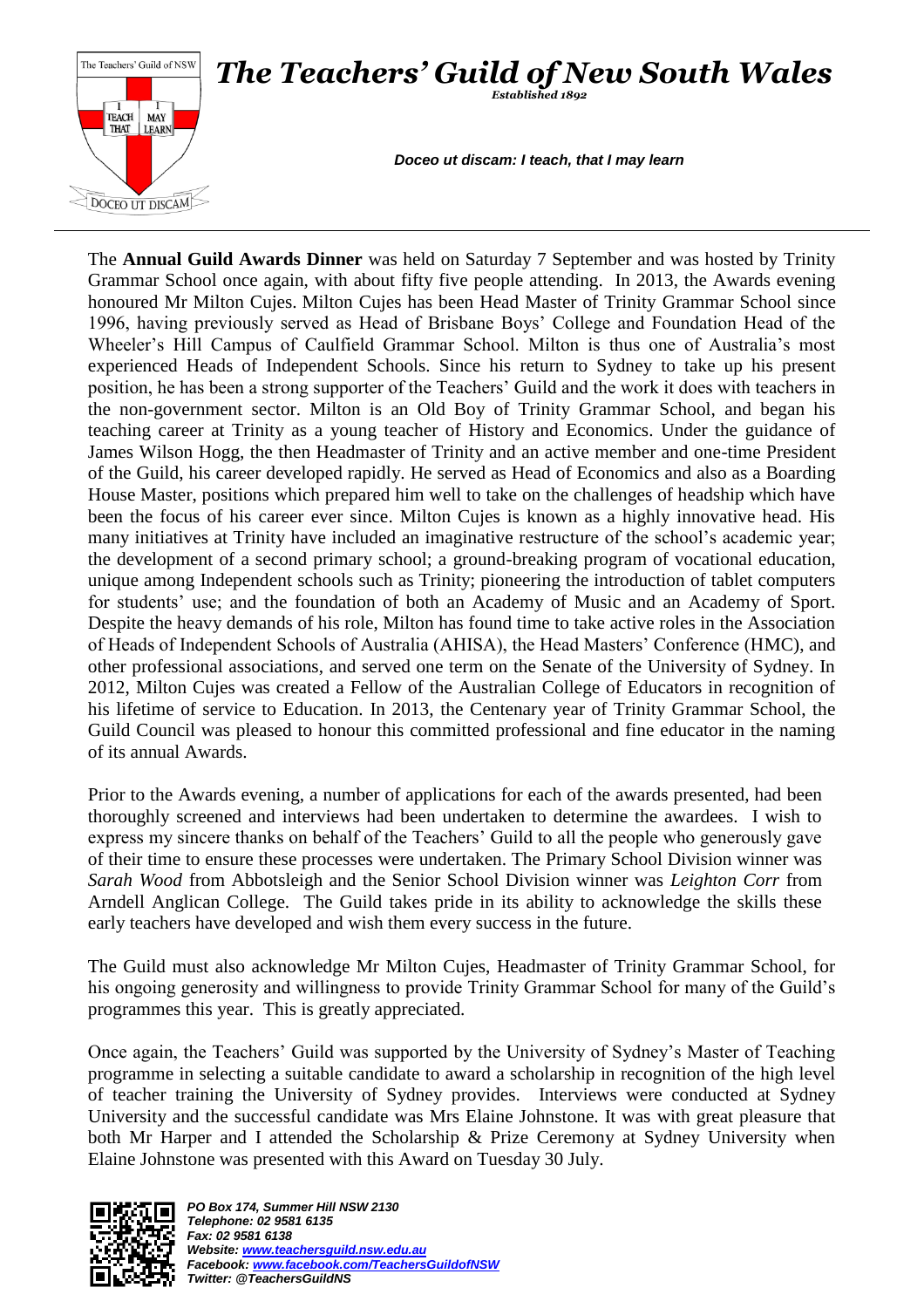# The Teachers' Guild of New South Wales

*Established 1892*

***Doceo ut discam: I teach, that I may learn***

The **Annual Guild Awards Dinner** was held on Saturday 7 September and was hosted by Trinity Grammar School once again, with about fifty five people attending. In 2013, the Awards evening honoured Mr Milton Cujes. Milton Cujes has been Head Master of Trinity Grammar School since 1996, having previously served as Head of Brisbane Boys' College and Foundation Head of the Wheeler's Hill Campus of Caulfield Grammar School. Milton is thus one of Australia's most experienced Heads of Independent Schools. Since his return to Sydney to take up his present position, he has been a strong supporter of the Teachers' Guild and the work it does with teachers in the non-government sector. Milton is an Old Boy of Trinity Grammar School, and began his teaching career at Trinity as a young teacher of History and Economics. Under the guidance of James Wilson Hogg, the then Headmaster of Trinity and an active member and one-time President of the Guild, his career developed rapidly. He served as Head of Economics and also as a Boarding House Master, positions which prepared him well to take on the challenges of headship which have been the focus of his career ever since. Milton Cujes is known as a highly innovative head. His many initiatives at Trinity have included an imaginative restructure of the school's academic year; the development of a second primary school; a ground-breaking program of vocational education, unique among Independent schools such as Trinity; pioneering the introduction of tablet computers for students' use; and the foundation of both an Academy of Music and an Academy of Sport. Despite the heavy demands of his role, Milton has found time to take active roles in the Association of Heads of Independent Schools of Australia (AHISA), the Head Masters' Conference (HMC), and other professional associations, and served one term on the Senate of the University of Sydney. In 2012, Milton Cujes was created a Fellow of the Australian College of Educators in recognition of his lifetime of service to Education. In 2013, the Centenary year of Trinity Grammar School, the Guild Council was pleased to honour this committed professional and fine educator in the naming of its annual Awards.

Prior to the Awards evening, a number of applications for each of the awards presented, had been thoroughly screened and interviews had been undertaken to determine the awardees. I wish to express my sincere thanks on behalf of the Teachers' Guild to all the people who generously gave of their time to ensure these processes were undertaken. The Primary School Division winner was *Sarah Wood* from Abbotsleigh and the Senior School Division winner was *Leighton Corr* from Arndell Anglican College. The Guild takes pride in its ability to acknowledge the skills these early teachers have developed and wish them every success in the future.

The Guild must also acknowledge Mr Milton Cujes, Headmaster of Trinity Grammar School, for his ongoing generosity and willingness to provide Trinity Grammar School for many of the Guild's programmes this year. This is greatly appreciated.

Once again, the Teachers' Guild was supported by the University of Sydney's Master of Teaching programme in selecting a suitable candidate to award a scholarship in recognition of the high level of teacher training the University of Sydney provides. Interviews were conducted at Sydney University and the successful candidate was Mrs Elaine Johnstone. It was with great pleasure that both Mr Harper and I attended the Scholarship & Prize Ceremony at Sydney University when Elaine Johnstone was presented with this Award on Tuesday 30 July.

*PO Box 174, Summer Hill NSW 2130*
*Telephone: 02 9581 6135*
*Fax: 02 9581 6138*
*Website: www.teachersguild.nsw.edu.au*
*Facebook: www.facebook.com/TeachersGuildofNSW*
*Twitter: @TeachersGuildNS*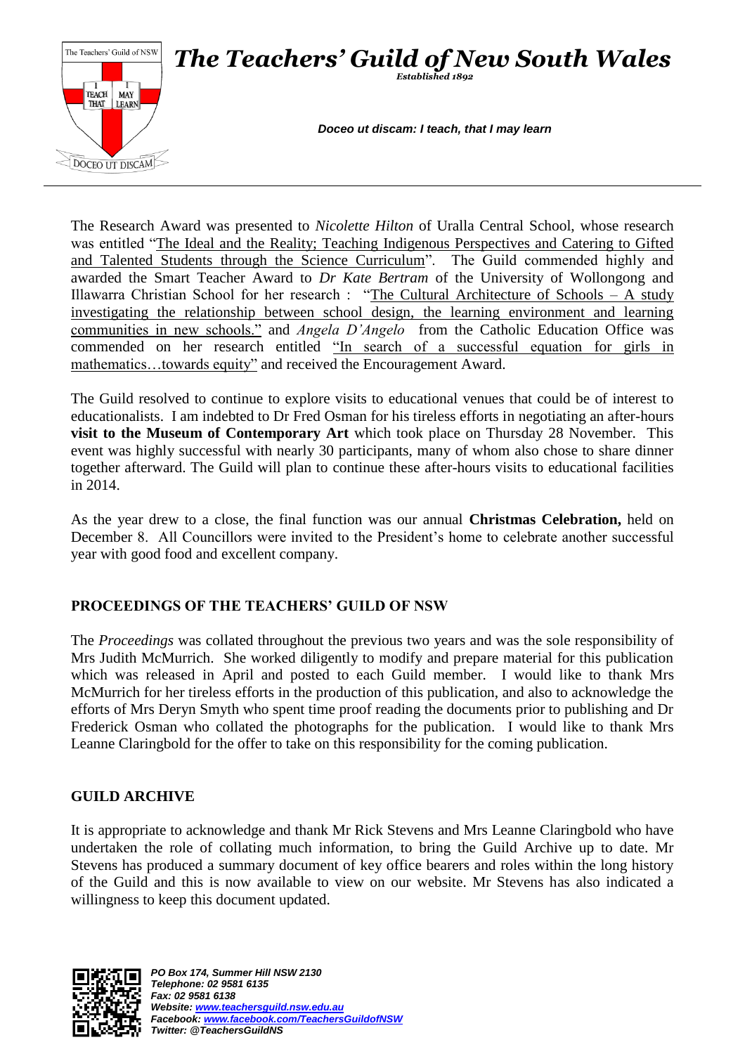The Research Award was presented to *Nicolette Hilton* of Uralla Central School, whose research was entitled "The Ideal and the Reality; Teaching Indigenous Perspectives and Catering to Gifted and Talented Students through the Science Curriculum". The Guild commended highly and awarded the Smart Teacher Award to *Dr Kate Bertram* of the University of Wollongong and Illawarra Christian School for her research : "The Cultural Architecture of Schools – A study investigating the relationship between school design, the learning environment and learning communities in new schools." and *Angela D'Angelo* from the Catholic Education Office was commended on her research entitled "In search of a successful equation for girls in mathematics…towards equity" and received the Encouragement Award.

The Guild resolved to continue to explore visits to educational venues that could be of interest to educationalists. I am indebted to Dr Fred Osman for his tireless efforts in negotiating an after-hours **visit to the Museum of Contemporary Art** which took place on Thursday 28 November. This event was highly successful with nearly 30 participants, many of whom also chose to share dinner together afterward. The Guild will plan to continue these after-hours visits to educational facilities in 2014.

As the year drew to a close, the final function was our annual **Christmas Celebration,** held on December 8. All Councillors were invited to the President's home to celebrate another successful year with good food and excellent company.

## PROCEEDINGS OF THE TEACHERS' GUILD OF NSW

The *Proceedings* was collated throughout the previous two years and was the sole responsibility of Mrs Judith McMurrich. She worked diligently to modify and prepare material for this publication which was released in April and posted to each Guild member. I would like to thank Mrs McMurrich for her tireless efforts in the production of this publication, and also to acknowledge the efforts of Mrs Deryn Smyth who spent time proof reading the documents prior to publishing and Dr Frederick Osman who collated the photographs for the publication. I would like to thank Mrs Leanne Claringbold for the offer to take on this responsibility for the coming publication.

## GUILD ARCHIVE

It is appropriate to acknowledge and thank Mr Rick Stevens and Mrs Leanne Claringbold who have undertaken the role of collating much information, to bring the Guild Archive up to date. Mr Stevens has produced a summary document of key office bearers and roles within the long history of the Guild and this is now available to view on our website. Mr Stevens has also indicated a willingness to keep this document updated.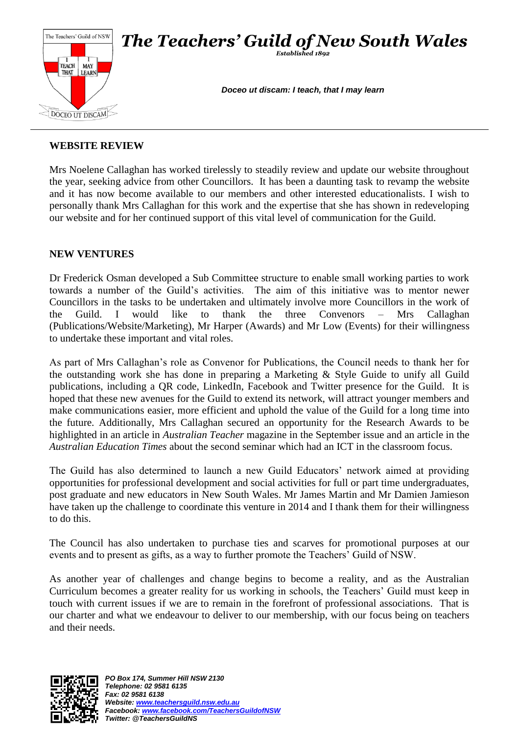## WEBSITE REVIEW

Mrs Noelene Callaghan has worked tirelessly to steadily review and update our website throughout the year, seeking advice from other Councillors. It has been a daunting task to revamp the website and it has now become available to our members and other interested educationalists. I wish to personally thank Mrs Callaghan for this work and the expertise that she has shown in redeveloping our website and for her continued support of this vital level of communication for the Guild.

## NEW VENTURES

Dr Frederick Osman developed a Sub Committee structure to enable small working parties to work towards a number of the Guild's activities. The aim of this initiative was to mentor newer Councillors in the tasks to be undertaken and ultimately involve more Councillors in the work of the Guild. I would like to thank the three Convenors – Mrs Callaghan (Publications/Website/Marketing), Mr Harper (Awards) and Mr Low (Events) for their willingness to undertake these important and vital roles.

As part of Mrs Callaghan's role as Convenor for Publications, the Council needs to thank her for the outstanding work she has done in preparing a Marketing & Style Guide to unify all Guild publications, including a QR code, LinkedIn, Facebook and Twitter presence for the Guild. It is hoped that these new avenues for the Guild to extend its network, will attract younger members and make communications easier, more efficient and uphold the value of the Guild for a long time into the future. Additionally, Mrs Callaghan secured an opportunity for the Research Awards to be highlighted in an article in *Australian Teacher* magazine in the September issue and an article in the *Australian Education Times* about the second seminar which had an ICT in the classroom focus.

The Guild has also determined to launch a new Guild Educators' network aimed at providing opportunities for professional development and social activities for full or part time undergraduates, post graduate and new educators in New South Wales. Mr James Martin and Mr Damien Jamieson have taken up the challenge to coordinate this venture in 2014 and I thank them for their willingness to do this.

The Council has also undertaken to purchase ties and scarves for promotional purposes at our events and to present as gifts, as a way to further promote the Teachers' Guild of NSW.

As another year of challenges and change begins to become a reality, and as the Australian Curriculum becomes a greater reality for us working in schools, the Teachers' Guild must keep in touch with current issues if we are to remain in the forefront of professional associations. That is our charter and what we endeavour to deliver to our membership, with our focus being on teachers and their needs.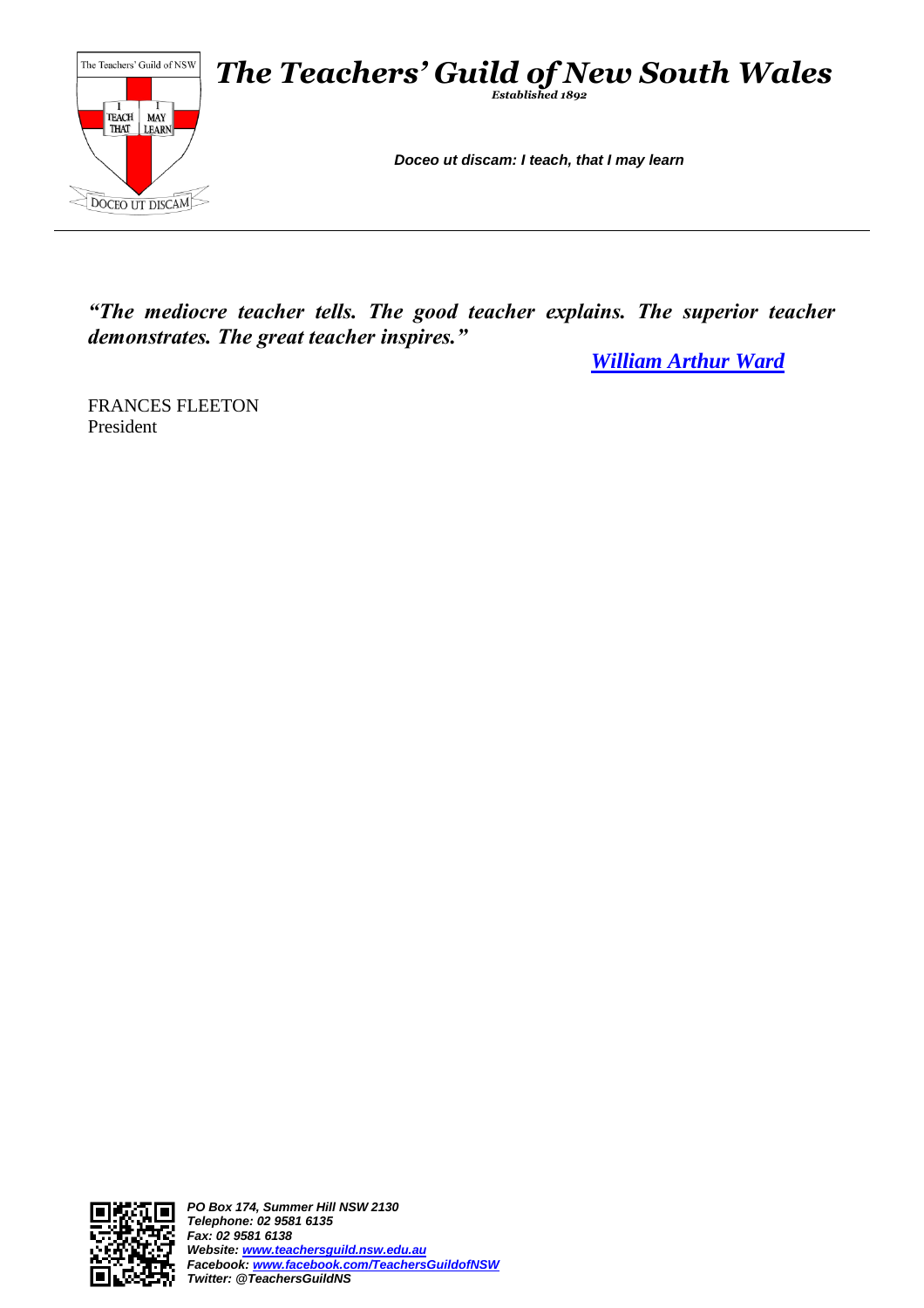# *The Teachers' Guild of New South Wales*

***Established 1892***

***Doceo ut discam: I teach, that I may learn***

---

***"The mediocre teacher tells. The good teacher explains. The superior teacher demonstrates. The great teacher inspires."***

***William Arthur Ward***

FRANCES FLEETON
President

***PO Box 174, Summer Hill NSW 2130***
***Telephone: 02 9581 6135***
***Fax: 02 9581 6138***
***Website: www.teachersguild.nsw.edu.au***
***Facebook: www.facebook.com/TeachersGuildofNSW***
***Twitter: @TeachersGuildNS***